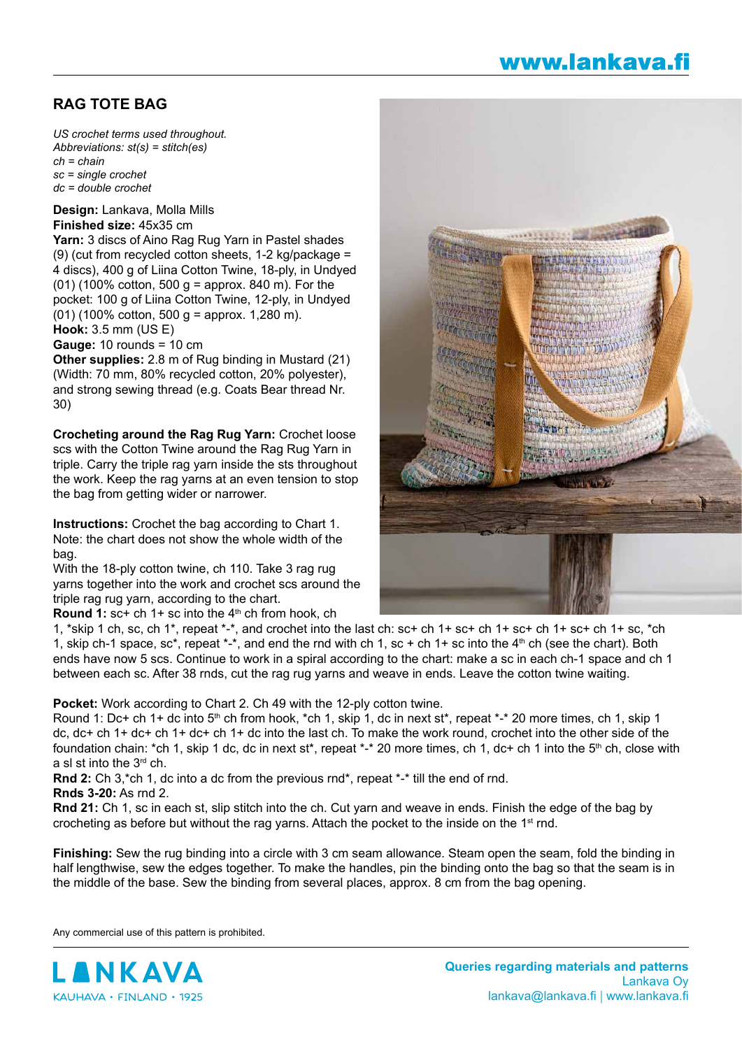## RAG TOTE BAG

*US crochet terms used throughout.*
*Abbreviations: st(s) = stitch(es)*
*ch = chain*
*sc = single crochet*
*dc = double crochet*

**Design:** Lankava, Molla Mills
**Finished size:** 45x35 cm
**Yarn:** 3 discs of Aino Rag Rug Yarn in Pastel shades (9) (cut from recycled cotton sheets, 1-2 kg/package = 4 discs), 400 g of Liina Cotton Twine, 18-ply, in Undyed (01) (100% cotton, 500 g = approx. 840 m). For the pocket: 100 g of Liina Cotton Twine, 12-ply, in Undyed (01) (100% cotton, 500 g = approx. 1,280 m).
**Hook:** 3.5 mm (US E)
**Gauge:** 10 rounds = 10 cm
**Other supplies:** 2.8 m of Rug binding in Mustard (21) (Width: 70 mm, 80% recycled cotton, 20% polyester), and strong sewing thread (e.g. Coats Bear thread Nr. 30)

**Crocheting around the Rag Rug Yarn:** Crochet loose scs with the Cotton Twine around the Rag Rug Yarn in triple. Carry the triple rag yarn inside the sts throughout the work. Keep the rag yarns at an even tension to stop the bag from getting wider or narrower.

**Instructions:** Crochet the bag according to Chart 1. Note: the chart does not show the whole width of the bag.
With the 18-ply cotton twine, ch 110. Take 3 rag rug yarns together into the work and crochet scs around the triple rag rug yarn, according to the chart.
**Round 1:** sc+ ch 1+ sc into the 4th ch from hook, ch 1, *skip 1 ch, sc, ch 1*, repeat *-*, and crochet into the last ch: sc+ ch 1+ sc+ ch 1+ sc+ ch 1+ sc+ ch 1+ sc, *ch 1, skip ch-1 space, sc*, repeat *-*, and end the rnd with ch 1, sc + ch 1+ sc into the 4th ch (see the chart). Both ends have now 5 scs. Continue to work in a spiral according to the chart: make a sc in each ch-1 space and ch 1 between each sc. After 38 rnds, cut the rag rug yarns and weave in ends. Leave the cotton twine waiting.

**Pocket:** Work according to Chart 2. Ch 49 with the 12-ply cotton twine.
Round 1: Dc+ ch 1+ dc into 5th ch from hook, *ch 1, skip 1, dc in next st*, repeat *-* 20 more times, ch 1, skip 1 dc, dc+ ch 1+ dc+ ch 1+ dc+ ch 1+ dc into the last ch. To make the work round, crochet into the other side of the foundation chain: *ch 1, skip 1 dc, dc in next st*, repeat *-* 20 more times, ch 1, dc+ ch 1 into the 5th ch, close with a sl st into the 3rd ch.
**Rnd 2:** Ch 3,*ch 1, dc into a dc from the previous rnd*, repeat *-* till the end of rnd.
**Rnds 3-20:** As rnd 2.
**Rnd 21:** Ch 1, sc in each st, slip stitch into the ch. Cut yarn and weave in ends. Finish the edge of the bag by crocheting as before but without the rag yarns. Attach the pocket to the inside on the 1st rnd.

**Finishing:** Sew the rug binding into a circle with 3 cm seam allowance. Steam open the seam, fold the binding in half lengthwise, sew the edges together. To make the handles, pin the binding onto the bag so that the seam is in the middle of the base. Sew the binding from several places, approx. 8 cm from the bag opening.

Any commercial use of this pattern is prohibited.

LANKAVA
KAUHAVA • FINLAND • 1925

**Queries regarding materials and patterns**
Lankava Oy
lankava@lankava.fi | www.lankava.fi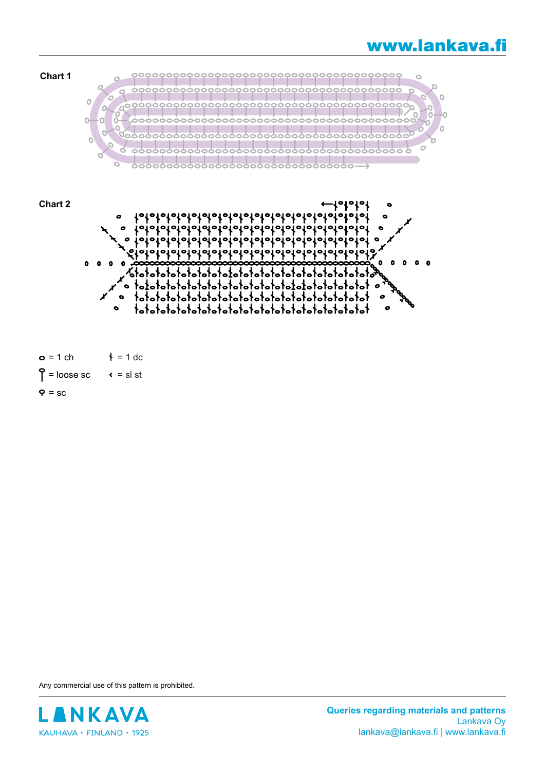Chart 1

Chart 2

= 1 ch

= 1 dc

= loose sc

= sl st

= sc

Any commercial use of this pattern is prohibited.

**Queries regarding materials and patterns**
Lankava Oy
lankava@lankava.fi | www.lankava.fi